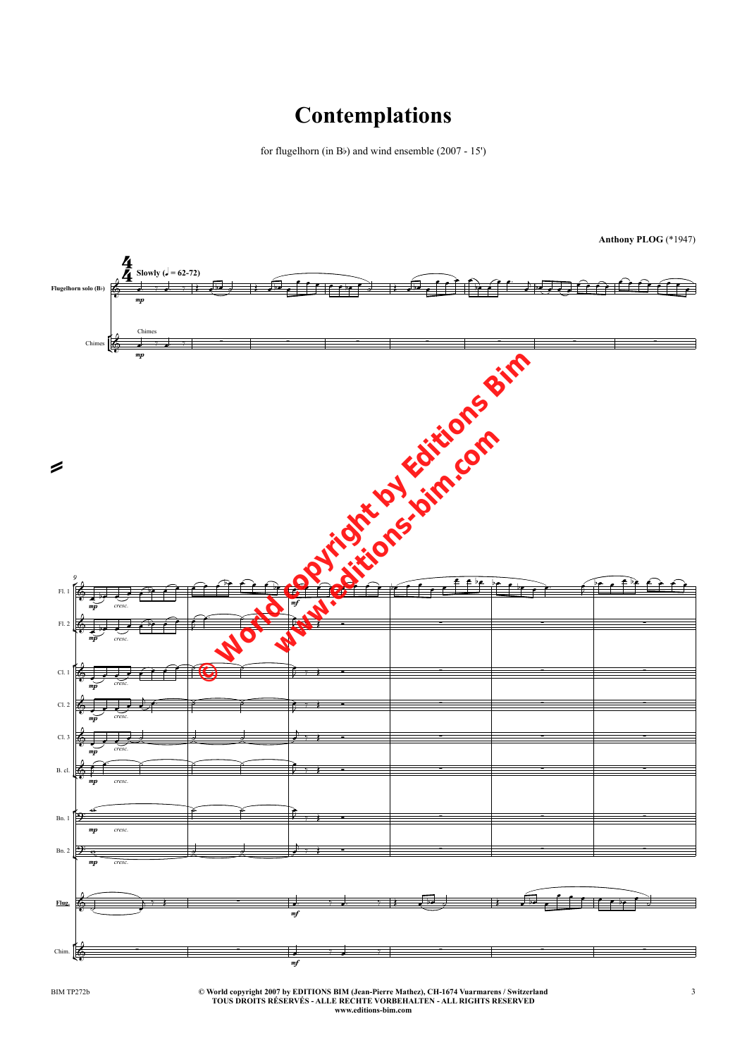# Contemplations

for flugelhorn (in B♭) and wind ensemble (2007 - 15')

**Anthony PLOG** (*1947)

© World copyright 2007 by EDITIONS BIM (Jean-Pierre Mathez), CH-1674 Vuarmarens / Switzerland
TOUS DROITS RÉSERVÉS - ALLE RECHTE VORBEHALTEN - ALL RIGHTS RESERVED
www.editions-bim.com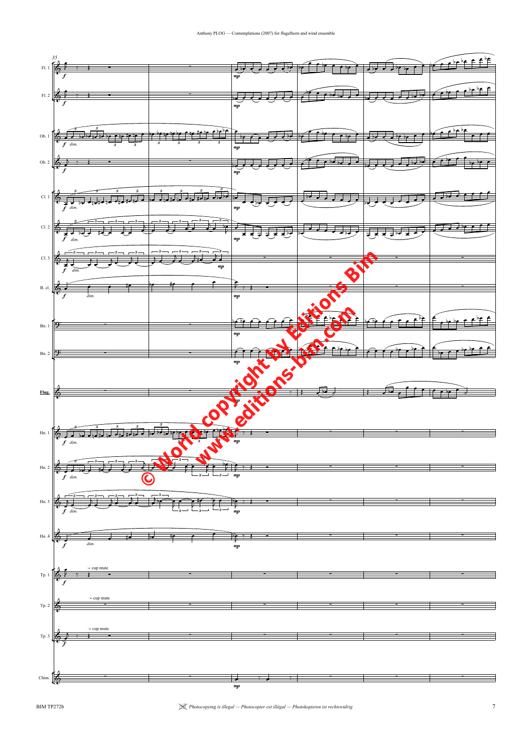35

Fl. 1

Fl. 2

Ob. 1

Ob. 2

Cl. 1

Cl. 2

Cl. 3

B. cl.

Bn. 1

Bn. 2

**Flug.**

Hn. 1

Hn. 2

Hn. 3

Hn. 4

Tp. 1

Tp. 2

Tp. 3

Chim.

*f* *dim.* *mp*

→ cup mute

© World copyright by Editions Bim

www.editions-bim.com

BIM TP272b

*Photocopying is illegal — Photocopier est illégal — Photokopieren ist rechtswidrig*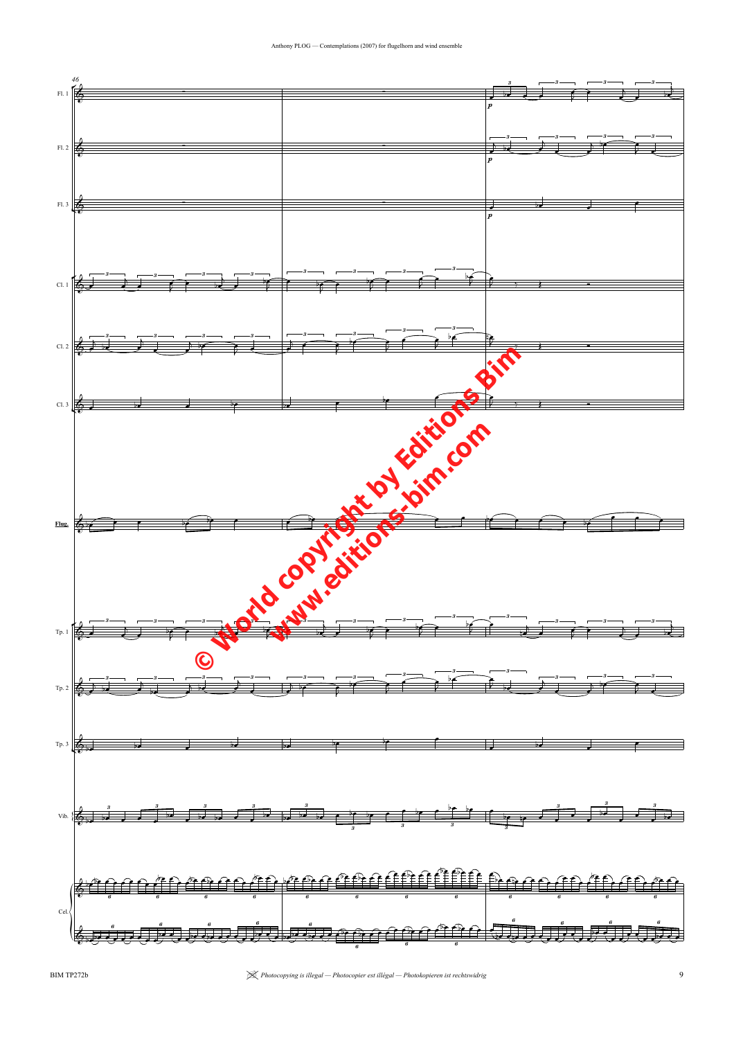Fl. 1

Fl. 2

Fl. 3

Cl. 1

Cl. 2

Cl. 3

Flug.

Tp. 1

Tp. 2

Tp. 3

Vib.

Cel.

© World copyright by Editions Bim
www.editions-bim.com

*Photocopying is illegal — Photocopier est illégal — Photokopieren ist rechtswidrig*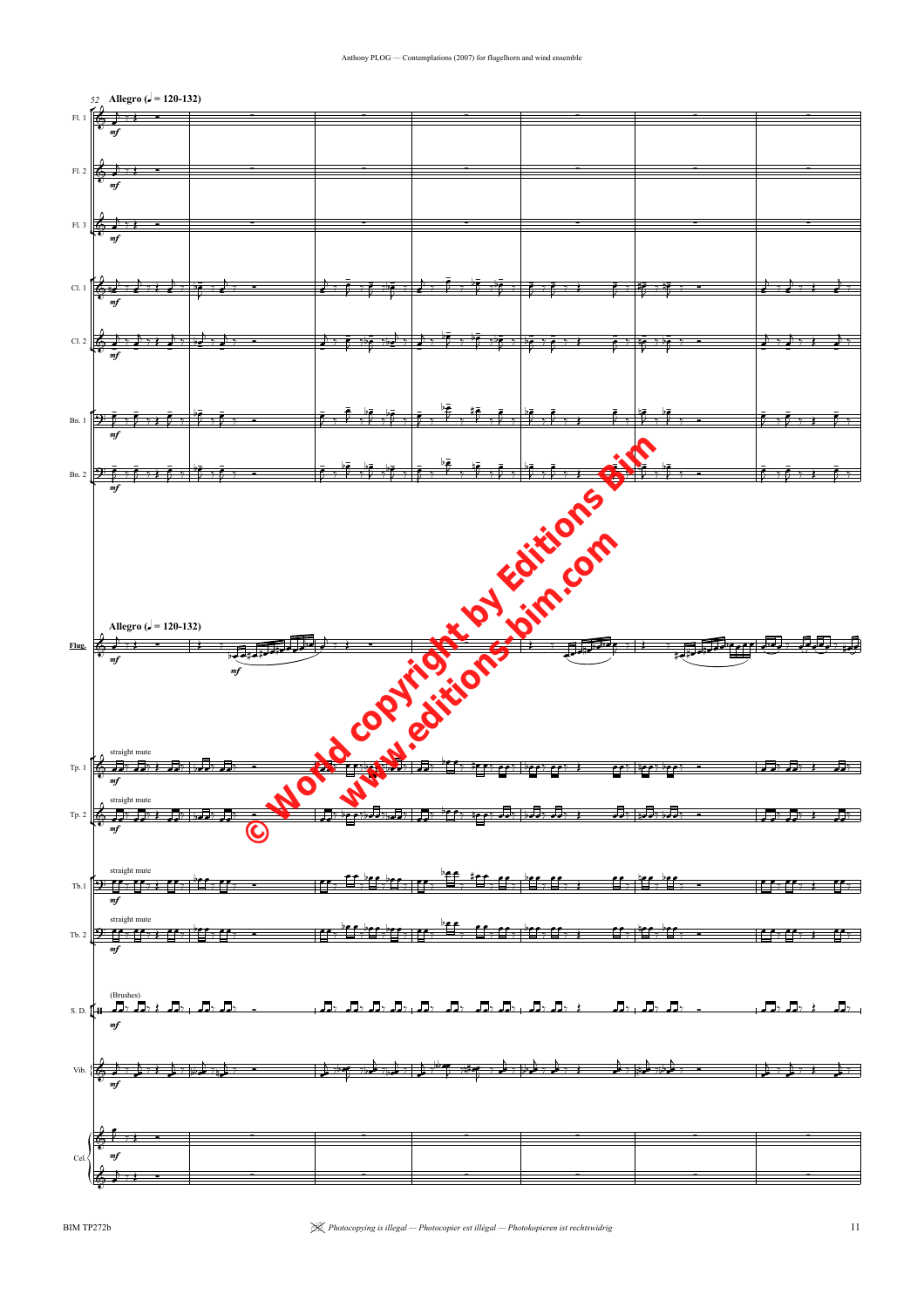52 **Allegro (♩ = 120-132)**

Fl. 1 — *mf*

Fl. 2 — *mf*

Fl. 3 — *mf*

Cl. 1 — *mf*

Cl. 2 — *mf*

Bn. 1 — *mf*

Bn. 2 — *mf*

**Allegro (♩ = 120-132)**

**Flug.** — *mf*, *mf*

Tp. 1 — straight mute — *mf*

Tp. 2 — straight mute — *mf*

Tb. 1 — straight mute — *mf*

Tb. 2 — straight mute — *mf*

S. D. — (Brushes) — *mf*

Vib. — *mf*

Cel. — *mf*

© World copyright by Editions Bim
www.editions-bim.com

*Photocopying is illegal — Photocopier est illégal — Photokopieren ist rechtswidrig*